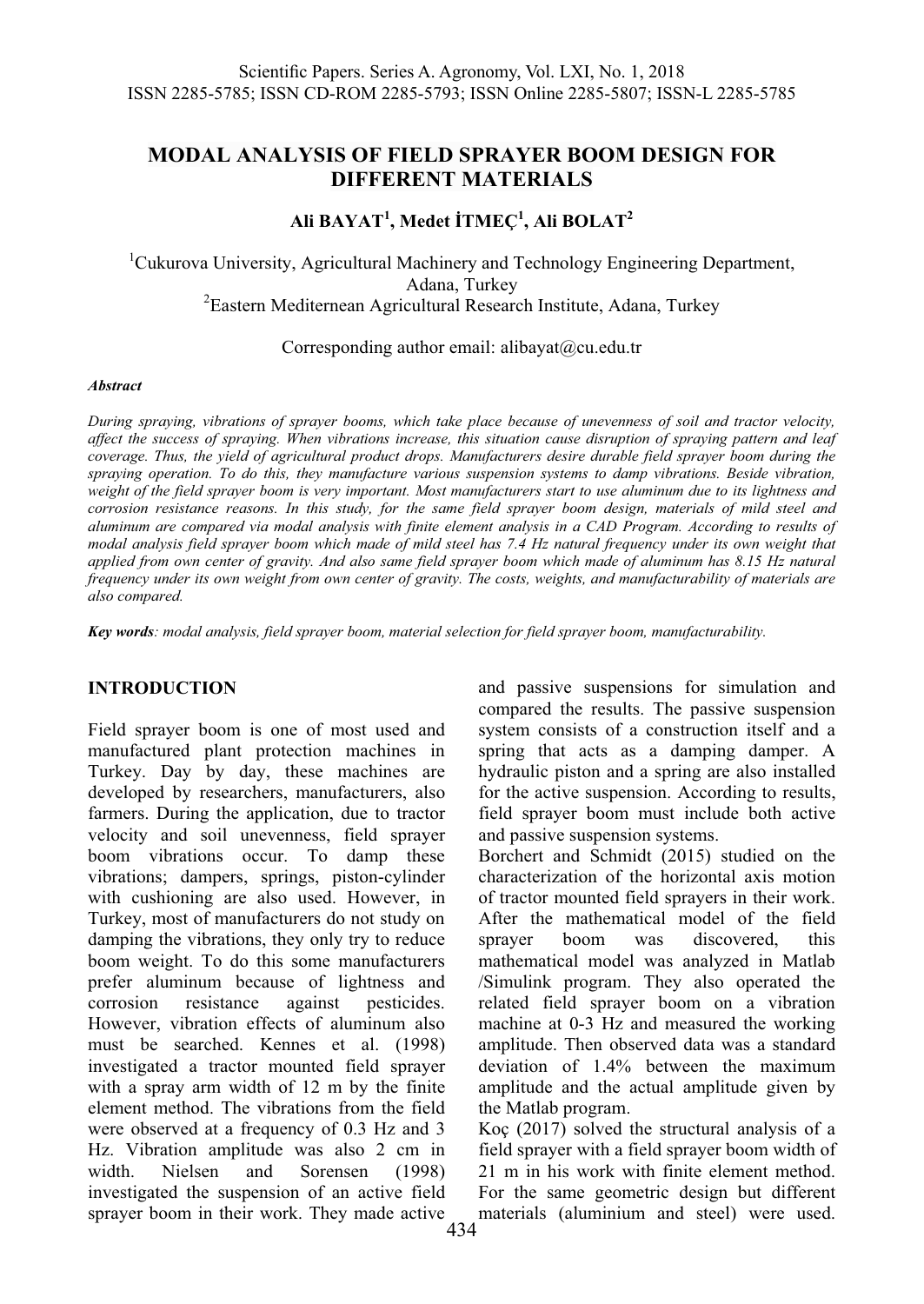# MODAL ANALYSIS OF FIELD SPRAYER BOOM DESIGN FOR DIFFERENT MATERIALS

**Ali BAYAT[1], Medet İTMEÇ[1], Ali BOLAT[2]**

[1]Cukurova University, Agricultural Machinery and Technology Engineering Department, Adana, Turkey

[2]Eastern Mediternean Agricultural Research Institute, Adana, Turkey

Corresponding author email: alibayat@cu.edu.tr

***Abstract***

*During spraying, vibrations of sprayer booms, which take place because of unevenness of soil and tractor velocity, affect the success of spraying. When vibrations increase, this situation cause disruption of spraying pattern and leaf coverage. Thus, the yield of agricultural product drops. Manufacturers desire durable field sprayer boom during the spraying operation. To do this, they manufacture various suspension systems to damp vibrations. Beside vibration, weight of the field sprayer boom is very important. Most manufacturers start to use aluminum due to its lightness and corrosion resistance reasons. In this study, for the same field sprayer boom design, materials of mild steel and aluminum are compared via modal analysis with finite element analysis in a CAD Program. According to results of modal analysis field sprayer boom which made of mild steel has 7.4 Hz natural frequency under its own weight that applied from own center of gravity. And also same field sprayer boom which made of aluminum has 8.15 Hz natural frequency under its own weight from own center of gravity. The costs, weights, and manufacturability of materials are also compared.*

***Key words****: modal analysis, field sprayer boom, material selection for field sprayer boom, manufacturability.*

## INTRODUCTION

Field sprayer boom is one of most used and manufactured plant protection machines in Turkey. Day by day, these machines are developed by researchers, manufacturers, also farmers. During the application, due to tractor velocity and soil unevenness, field sprayer boom vibrations occur. To damp these vibrations; dampers, springs, piston-cylinder with cushioning are also used. However, in Turkey, most of manufacturers do not study on damping the vibrations, they only try to reduce boom weight. To do this some manufacturers prefer aluminum because of lightness and corrosion resistance against pesticides. However, vibration effects of aluminum also must be searched. Kennes et al. (1998) investigated a tractor mounted field sprayer with a spray arm width of 12 m by the finite element method. The vibrations from the field were observed at a frequency of 0.3 Hz and 3 Hz. Vibration amplitude was also 2 cm in width. Nielsen and Sorensen (1998) investigated the suspension of an active field sprayer boom in their work. They made active and passive suspensions for simulation and compared the results. The passive suspension system consists of a construction itself and a spring that acts as a damping damper. A hydraulic piston and a spring are also installed for the active suspension. According to results, field sprayer boom must include both active and passive suspension systems.

Borchert and Schmidt (2015) studied on the characterization of the horizontal axis motion of tractor mounted field sprayers in their work. After the mathematical model of the field sprayer boom was discovered, this mathematical model was analyzed in Matlab /Simulink program. They also operated the related field sprayer boom on a vibration machine at 0-3 Hz and measured the working amplitude. Then observed data was a standard deviation of 1.4% between the maximum amplitude and the actual amplitude given by the Matlab program.

Koç (2017) solved the structural analysis of a field sprayer with a field sprayer boom width of 21 m in his work with finite element method. For the same geometric design but different materials (aluminium and steel) were used.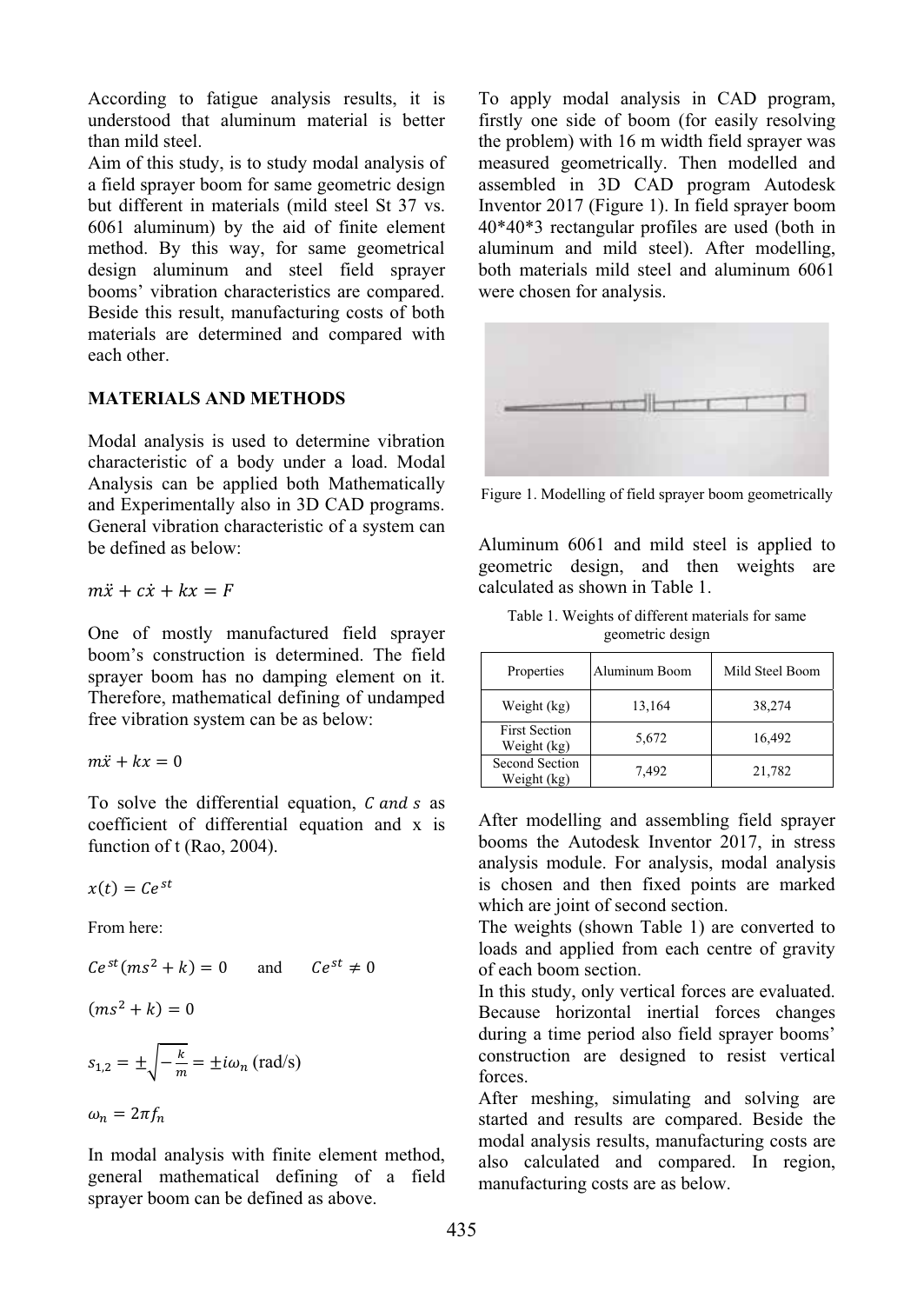According to fatigue analysis results, it is understood that aluminum material is better than mild steel.

Aim of this study, is to study modal analysis of a field sprayer boom for same geometric design but different in materials (mild steel St 37 vs. 6061 aluminum) by the aid of finite element method. By this way, for same geometrical design aluminum and steel field sprayer booms' vibration characteristics are compared. Beside this result, manufacturing costs of both materials are determined and compared with each other.

## MATERIALS AND METHODS

Modal analysis is used to determine vibration characteristic of a body under a load. Modal Analysis can be applied both Mathematically and Experimentally also in 3D CAD programs. General vibration characteristic of a system can be defined as below:

$$m\ddot{x} + c\dot{x} + kx = F$$

One of mostly manufactured field sprayer boom's construction is determined. The field sprayer boom has no damping element on it. Therefore, mathematical defining of undamped free vibration system can be as below:

$$m\ddot{x} + kx = 0$$

To solve the differential equation, $C$ *and* $s$ as coefficient of differential equation and x is function of t (Rao, 2004).

$$x(t) = Ce^{st}$$

From here:

$$Ce^{st}(ms^2 + k) = 0 \quad \text{and} \quad Ce^{st} \neq 0$$

$$(ms^2 + k) = 0$$

$$s_{1,2} = \pm\sqrt{-\frac{k}{m}} = \pm i\omega_n \text{ (rad/s)}$$

$$\omega_n = 2\pi f_n$$

In modal analysis with finite element method, general mathematical defining of a field sprayer boom can be defined as above.

To apply modal analysis in CAD program, firstly one side of boom (for easily resolving the problem) with 16 m width field sprayer was measured geometrically. Then modelled and assembled in 3D CAD program Autodesk Inventor 2017 (Figure 1). In field sprayer boom 40*40*3 rectangular profiles are used (both in aluminum and mild steel). After modelling, both materials mild steel and aluminum 6061 were chosen for analysis.

Figure 1. Modelling of field sprayer boom geometrically

Aluminum 6061 and mild steel is applied to geometric design, and then weights are calculated as shown in Table 1.

Table 1. Weights of different materials for same geometric design

| Properties | Aluminum Boom | Mild Steel Boom |
|---|---|---|
| Weight (kg) | 13,164 | 38,274 |
| First Section Weight (kg) | 5,672 | 16,492 |
| Second Section Weight (kg) | 7,492 | 21,782 |

After modelling and assembling field sprayer booms the Autodesk Inventor 2017, in stress analysis module. For analysis, modal analysis is chosen and then fixed points are marked which are joint of second section.

The weights (shown Table 1) are converted to loads and applied from each centre of gravity of each boom section.

In this study, only vertical forces are evaluated. Because horizontal inertial forces changes during a time period also field sprayer booms' construction are designed to resist vertical forces.

After meshing, simulating and solving are started and results are compared. Beside the modal analysis results, manufacturing costs are also calculated and compared. In region, manufacturing costs are as below.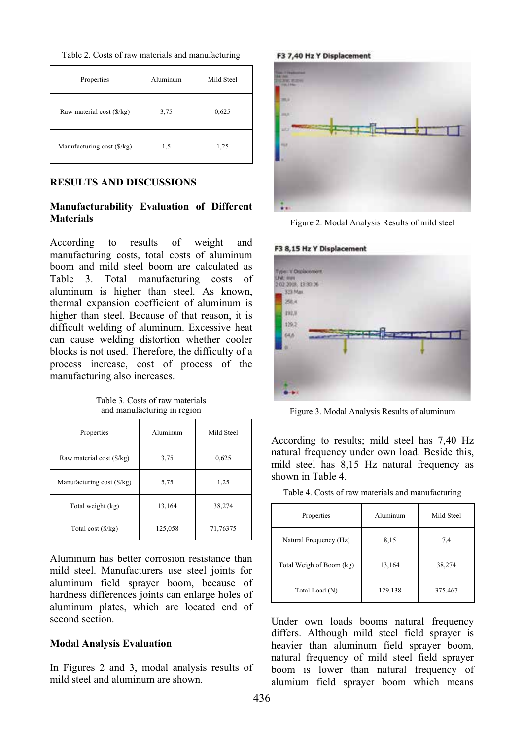Table 2. Costs of raw materials and manufacturing

| Properties | Aluminum | Mild Steel |
|---|---|---|
| Raw material cost ($/kg) | 3,75 | 0,625 |
| Manufacturing cost ($/kg) | 1,5 | 1,25 |

## RESULTS AND DISCUSSIONS

### Manufacturability Evaluation of Different Materials

According to results of weight and manufacturing costs, total costs of aluminum boom and mild steel boom are calculated as Table 3. Total manufacturing costs of aluminum is higher than steel. As known, thermal expansion coefficient of aluminum is higher than steel. Because of that reason, it is difficult welding of aluminum. Excessive heat can cause welding distortion whether cooler blocks is not used. Therefore, the difficulty of a process increase, cost of process of the manufacturing also increases.

Table 3. Costs of raw materials and manufacturing in region

| Properties | Aluminum | Mild Steel |
|---|---|---|
| Raw material cost ($/kg) | 3,75 | 0,625 |
| Manufacturing cost ($/kg) | 5,75 | 1,25 |
| Total weight (kg) | 13,164 | 38,274 |
| Total cost ($/kg) | 125,058 | 71,76375 |

Aluminum has better corrosion resistance than mild steel. Manufacturers use steel joints for aluminum field sprayer boom, because of hardness differences joints can enlarge holes of aluminum plates, which are located end of second section.

### Modal Analysis Evaluation

In Figures 2 and 3, modal analysis results of mild steel and aluminum are shown.

Figure 2. Modal Analysis Results of mild steel

Figure 3. Modal Analysis Results of aluminum

According to results; mild steel has 7,40 Hz natural frequency under own load. Beside this, mild steel has 8,15 Hz natural frequency as shown in Table 4.

Table 4. Costs of raw materials and manufacturing

| Properties | Aluminum | Mild Steel |
|---|---|---|
| Natural Frequency (Hz) | 8,15 | 7,4 |
| Total Weigh of Boom (kg) | 13,164 | 38,274 |
| Total Load (N) | 129.138 | 375.467 |

Under own loads booms natural frequency differs. Although mild steel field sprayer is heavier than aluminum field sprayer boom, natural frequency of mild steel field sprayer boom is lower than natural frequency of alumium field sprayer boom which means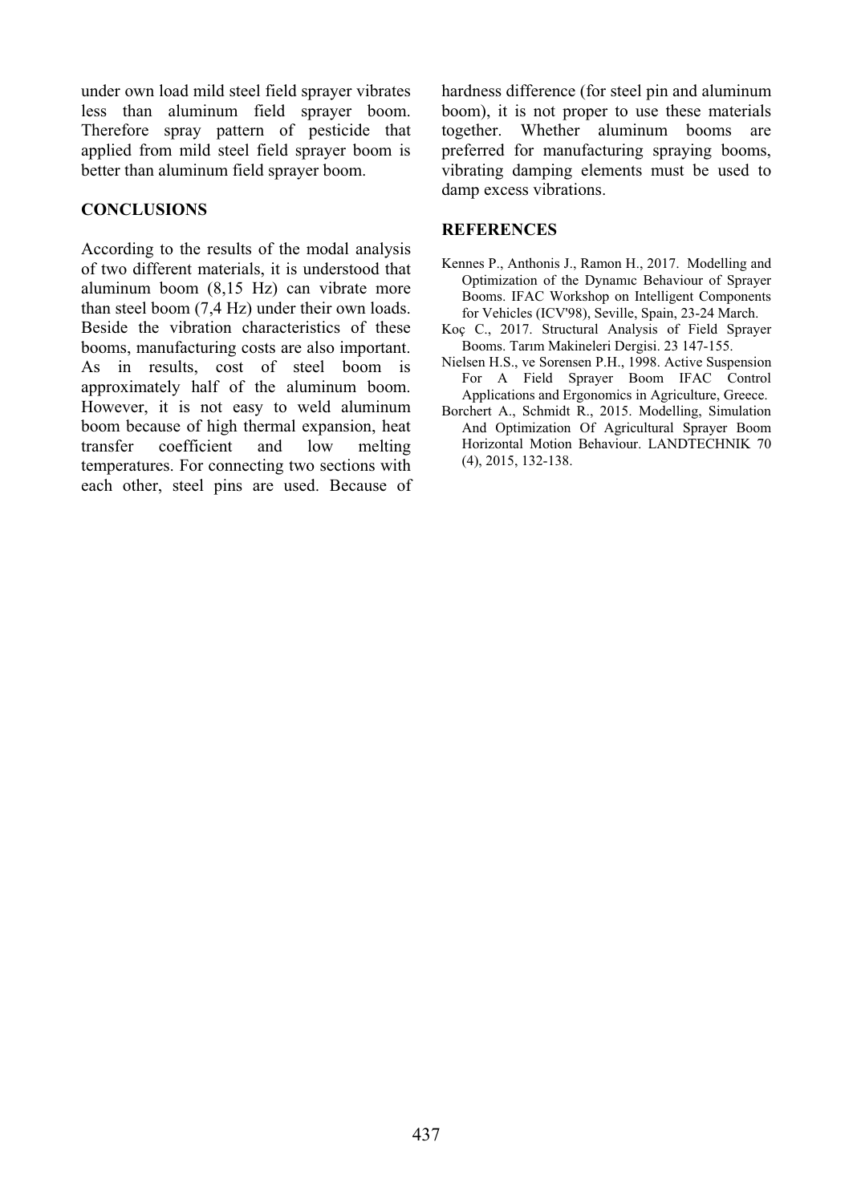under own load mild steel field sprayer vibrates less than aluminum field sprayer boom. Therefore spray pattern of pesticide that applied from mild steel field sprayer boom is better than aluminum field sprayer boom.

## CONCLUSIONS

According to the results of the modal analysis of two different materials, it is understood that aluminum boom (8,15 Hz) can vibrate more than steel boom (7,4 Hz) under their own loads. Beside the vibration characteristics of these booms, manufacturing costs are also important. As in results, cost of steel boom is approximately half of the aluminum boom. However, it is not easy to weld aluminum boom because of high thermal expansion, heat transfer coefficient and low melting temperatures. For connecting two sections with each other, steel pins are used. Because of hardness difference (for steel pin and aluminum boom), it is not proper to use these materials together. Whether aluminum booms are preferred for manufacturing spraying booms, vibrating damping elements must be used to damp excess vibrations.

## REFERENCES

Kennes P., Anthonis J., Ramon H., 2017. Modelling and Optimization of the Dynamıc Behaviour of Sprayer Booms. IFAC Workshop on Intelligent Components for Vehicles (ICV'98), Seville, Spain, 23-24 March.

Koç C., 2017. Structural Analysis of Field Sprayer Booms. Tarım Makineleri Dergisi. 23 147-155.

Nielsen H.S., ve Sorensen P.H., 1998. Active Suspension For A Field Sprayer Boom IFAC Control Applications and Ergonomics in Agriculture, Greece.

Borchert A., Schmidt R., 2015. Modelling, Simulation And Optimization Of Agricultural Sprayer Boom Horizontal Motion Behaviour. LANDTECHNIK 70 (4), 2015, 132-138.